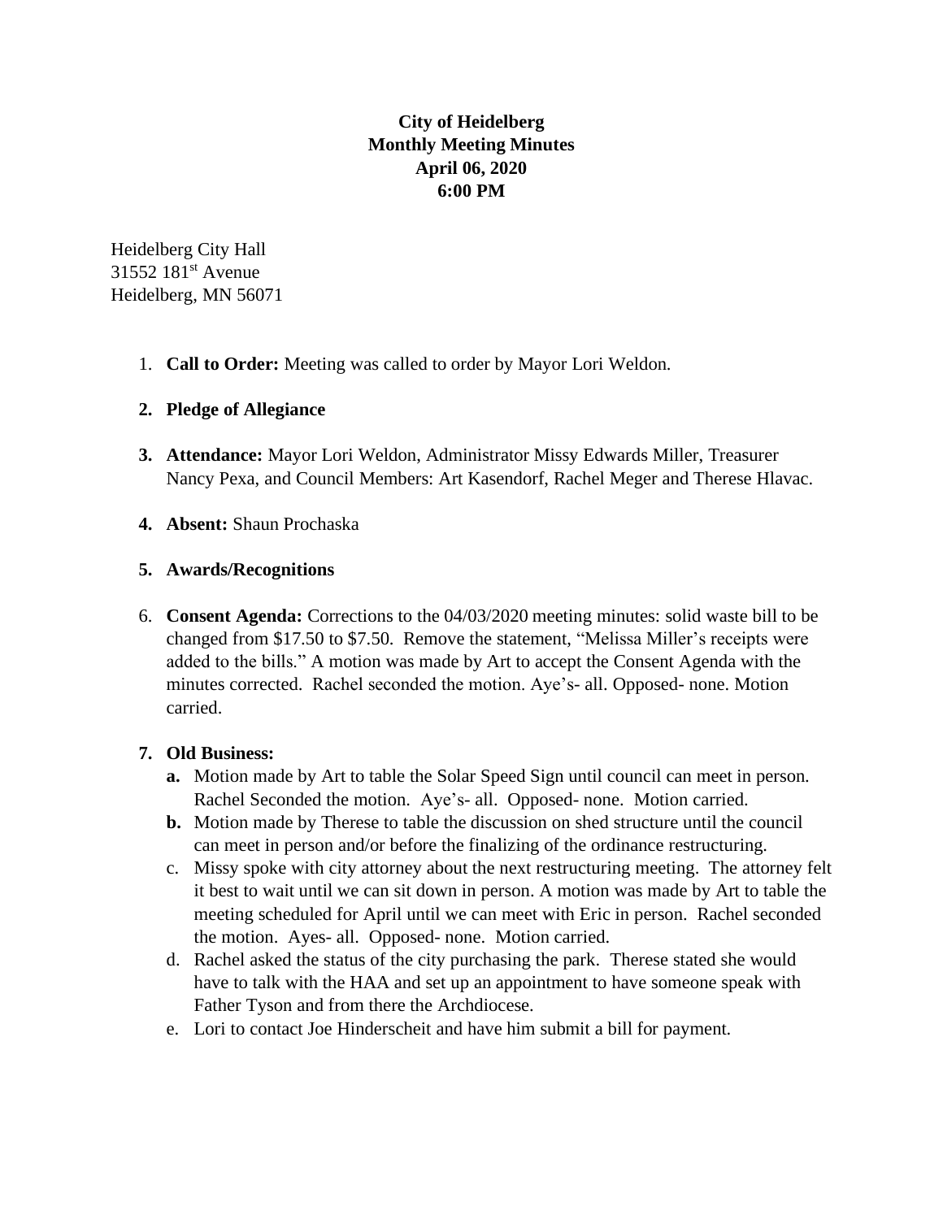**City of Heidelberg**
**Monthly Meeting Minutes**
**April 06, 2020**
**6:00 PM**

Heidelberg City Hall
31552 181st Avenue
Heidelberg, MN 56071

1. **Call to Order:** Meeting was called to order by Mayor Lori Weldon.
2. **Pledge of Allegiance**
3. **Attendance:** Mayor Lori Weldon, Administrator Missy Edwards Miller, Treasurer Nancy Pexa, and Council Members: Art Kasendorf, Rachel Meger and Therese Hlavac.
4. **Absent:** Shaun Prochaska
5. **Awards/Recognitions**
6. **Consent Agenda:** Corrections to the 04/03/2020 meeting minutes: solid waste bill to be changed from $17.50 to $7.50. Remove the statement, "Melissa Miller's receipts were added to the bills." A motion was made by Art to accept the Consent Agenda with the minutes corrected. Rachel seconded the motion. Aye's- all. Opposed- none. Motion carried.
7. **Old Business:**
   a. Motion made by Art to table the Solar Speed Sign until council can meet in person. Rachel Seconded the motion. Aye's- all. Opposed- none. Motion carried.
   b. Motion made by Therese to table the discussion on shed structure until the council can meet in person and/or before the finalizing of the ordinance restructuring.
   c. Missy spoke with city attorney about the next restructuring meeting. The attorney felt it best to wait until we can sit down in person. A motion was made by Art to table the meeting scheduled for April until we can meet with Eric in person. Rachel seconded the motion. Ayes- all. Opposed- none. Motion carried.
   d. Rachel asked the status of the city purchasing the park. Therese stated she would have to talk with the HAA and set up an appointment to have someone speak with Father Tyson and from there the Archdiocese.
   e. Lori to contact Joe Hinderscheit and have him submit a bill for payment.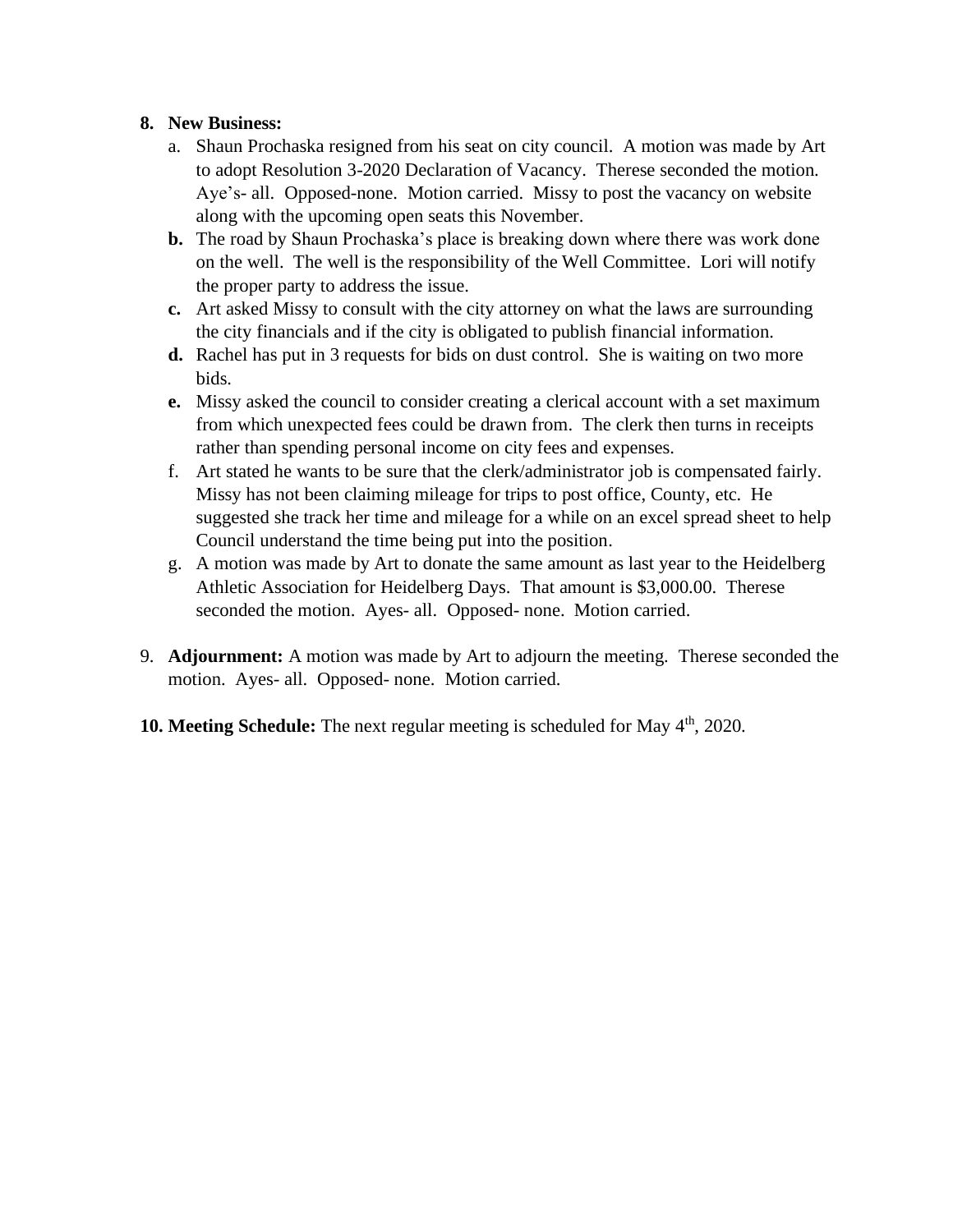**8. New Business:**

a. Shaun Prochaska resigned from his seat on city council. A motion was made by Art to adopt Resolution 3-2020 Declaration of Vacancy. Therese seconded the motion. Aye's- all. Opposed-none. Motion carried. Missy to post the vacancy on website along with the upcoming open seats this November.

**b.** The road by Shaun Prochaska's place is breaking down where there was work done on the well. The well is the responsibility of the Well Committee. Lori will notify the proper party to address the issue.

**c.** Art asked Missy to consult with the city attorney on what the laws are surrounding the city financials and if the city is obligated to publish financial information.

**d.** Rachel has put in 3 requests for bids on dust control. She is waiting on two more bids.

**e.** Missy asked the council to consider creating a clerical account with a set maximum from which unexpected fees could be drawn from. The clerk then turns in receipts rather than spending personal income on city fees and expenses.

f. Art stated he wants to be sure that the clerk/administrator job is compensated fairly. Missy has not been claiming mileage for trips to post office, County, etc. He suggested she track her time and mileage for a while on an excel spread sheet to help Council understand the time being put into the position.

g. A motion was made by Art to donate the same amount as last year to the Heidelberg Athletic Association for Heidelberg Days. That amount is $3,000.00. Therese seconded the motion. Ayes- all. Opposed- none. Motion carried.

9. **Adjournment:** A motion was made by Art to adjourn the meeting. Therese seconded the motion. Ayes- all. Opposed- none. Motion carried.

**10. Meeting Schedule:** The next regular meeting is scheduled for May 4th, 2020.